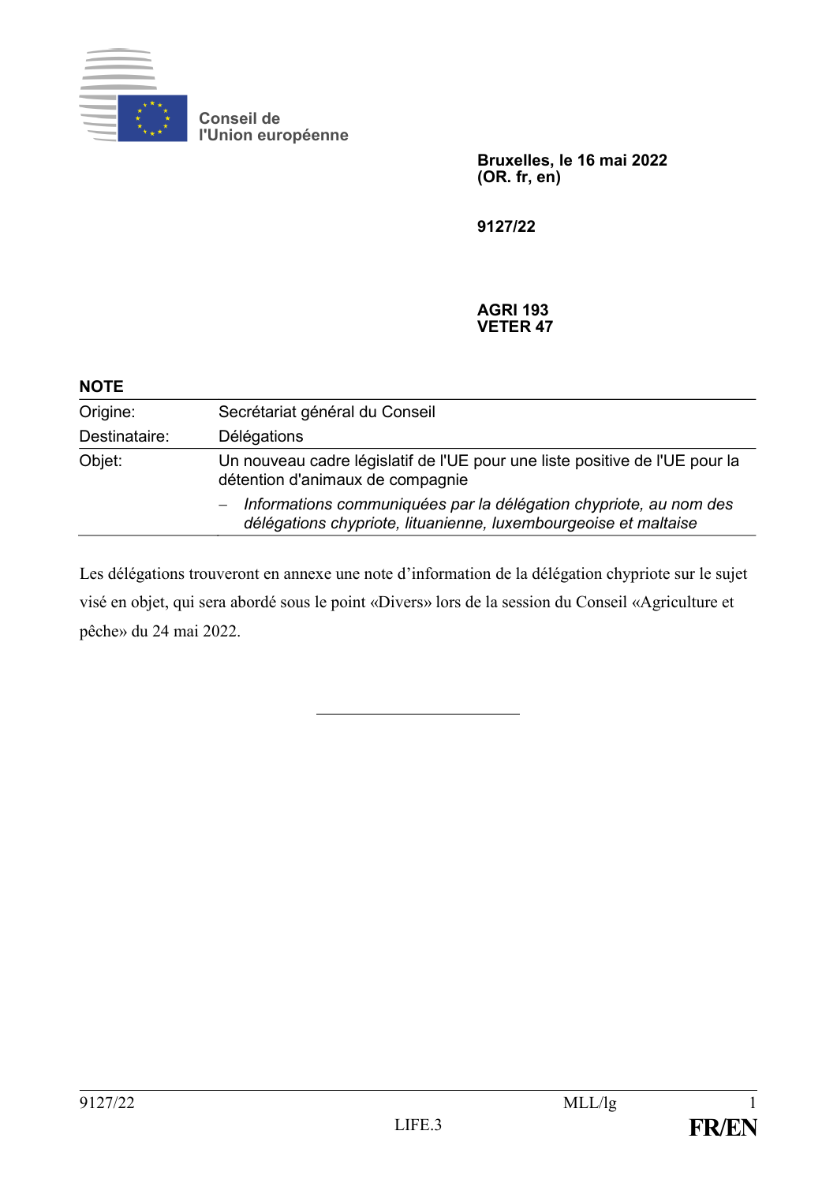Conseil de l'Union européenne

**Bruxelles, le 16 mai 2022**
**(OR. fr, en)**

**9127/22**

**AGRI 193**
**VETER 47**

**NOTE**

| | |
|---|---|
| Origine: | Secrétariat général du Conseil |
| Destinataire: | Délégations |
| Objet: | Un nouveau cadre législatif de l'UE pour une liste positive de l'UE pour la détention d'animaux de compagnie<br>– *Informations communiquées par la délégation chypriote, au nom des délégations chypriote, lituanienne, luxembourgeoise et maltaise* |

Les délégations trouveront en annexe une note d'information de la délégation chypriote sur le sujet visé en objet, qui sera abordé sous le point «Divers» lors de la session du Conseil «Agriculture et pêche» du 24 mai 2022.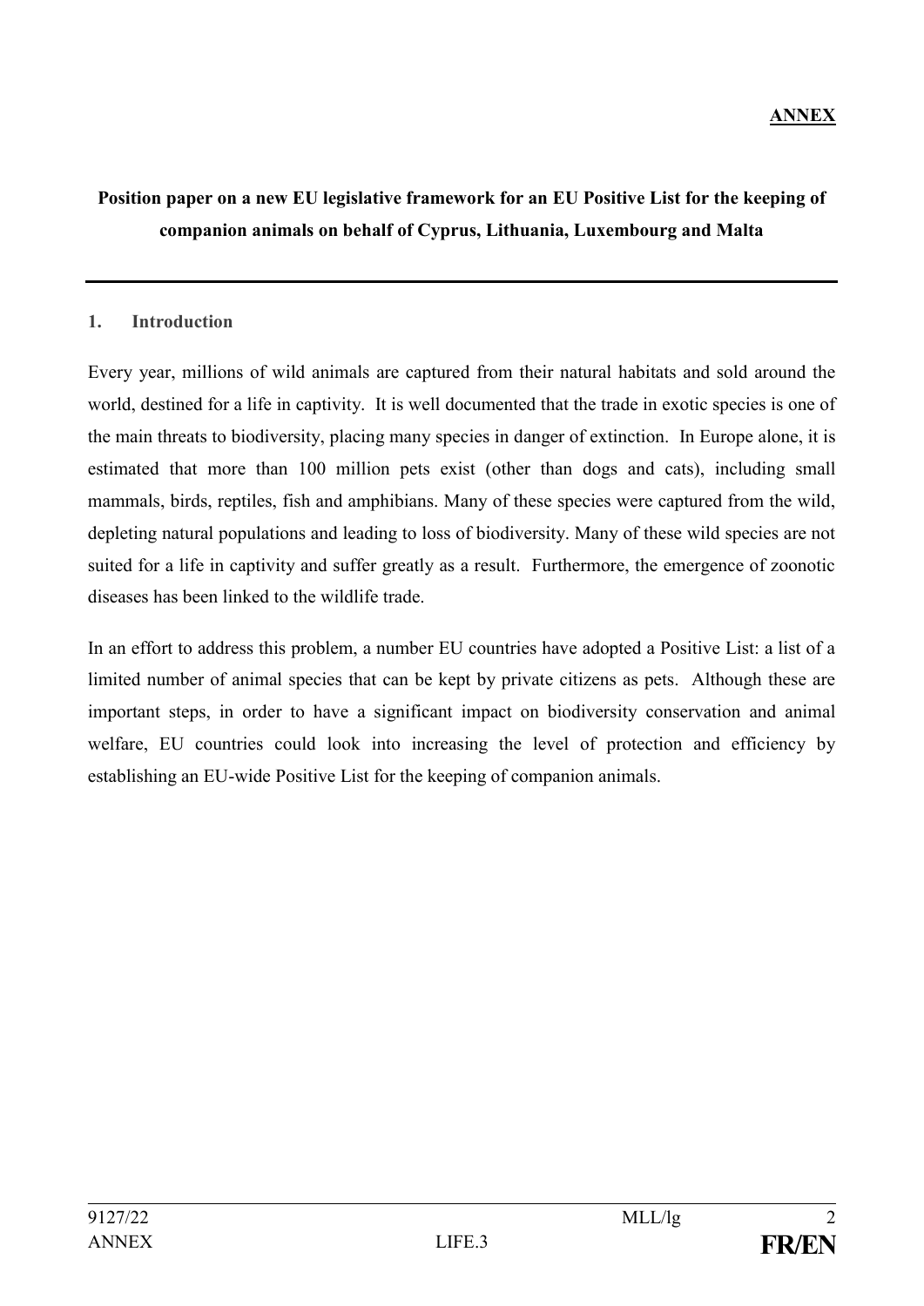**ANNEX**

**Position paper on a new EU legislative framework for an EU Positive List for the keeping of companion animals on behalf of Cyprus, Lithuania, Luxembourg and Malta**

## 1. Introduction

Every year, millions of wild animals are captured from their natural habitats and sold around the world, destined for a life in captivity. It is well documented that the trade in exotic species is one of the main threats to biodiversity, placing many species in danger of extinction. In Europe alone, it is estimated that more than 100 million pets exist (other than dogs and cats), including small mammals, birds, reptiles, fish and amphibians. Many of these species were captured from the wild, depleting natural populations and leading to loss of biodiversity. Many of these wild species are not suited for a life in captivity and suffer greatly as a result. Furthermore, the emergence of zoonotic diseases has been linked to the wildlife trade.

In an effort to address this problem, a number EU countries have adopted a Positive List: a list of a limited number of animal species that can be kept by private citizens as pets. Although these are important steps, in order to have a significant impact on biodiversity conservation and animal welfare, EU countries could look into increasing the level of protection and efficiency by establishing an EU-wide Positive List for the keeping of companion animals.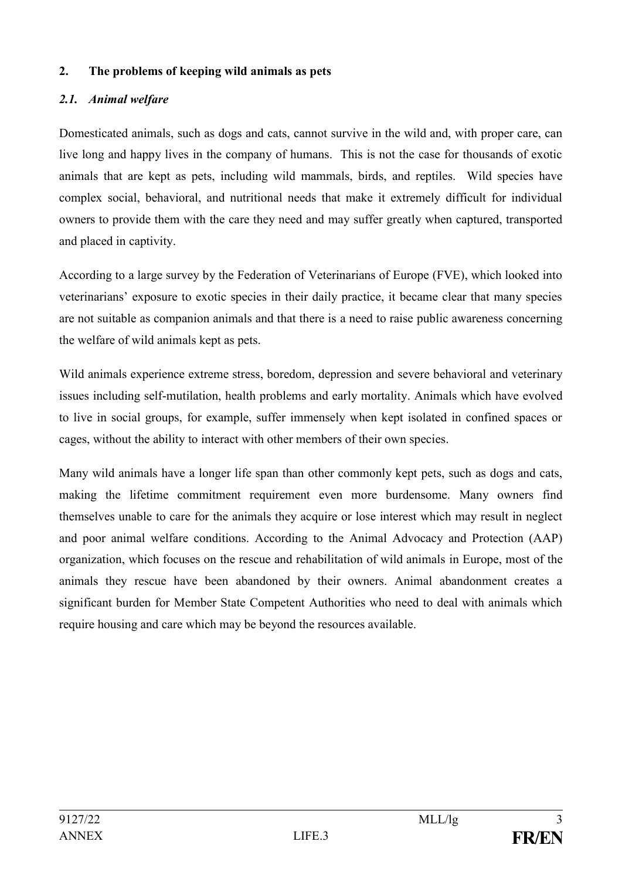## 2. The problems of keeping wild animals as pets

### *2.1. Animal welfare*

Domesticated animals, such as dogs and cats, cannot survive in the wild and, with proper care, can live long and happy lives in the company of humans. This is not the case for thousands of exotic animals that are kept as pets, including wild mammals, birds, and reptiles. Wild species have complex social, behavioral, and nutritional needs that make it extremely difficult for individual owners to provide them with the care they need and may suffer greatly when captured, transported and placed in captivity.

According to a large survey by the Federation of Veterinarians of Europe (FVE), which looked into veterinarians' exposure to exotic species in their daily practice, it became clear that many species are not suitable as companion animals and that there is a need to raise public awareness concerning the welfare of wild animals kept as pets.

Wild animals experience extreme stress, boredom, depression and severe behavioral and veterinary issues including self-mutilation, health problems and early mortality. Animals which have evolved to live in social groups, for example, suffer immensely when kept isolated in confined spaces or cages, without the ability to interact with other members of their own species.

Many wild animals have a longer life span than other commonly kept pets, such as dogs and cats, making the lifetime commitment requirement even more burdensome. Many owners find themselves unable to care for the animals they acquire or lose interest which may result in neglect and poor animal welfare conditions. According to the Animal Advocacy and Protection (AAP) organization, which focuses on the rescue and rehabilitation of wild animals in Europe, most of the animals they rescue have been abandoned by their owners. Animal abandonment creates a significant burden for Member State Competent Authorities who need to deal with animals which require housing and care which may be beyond the resources available.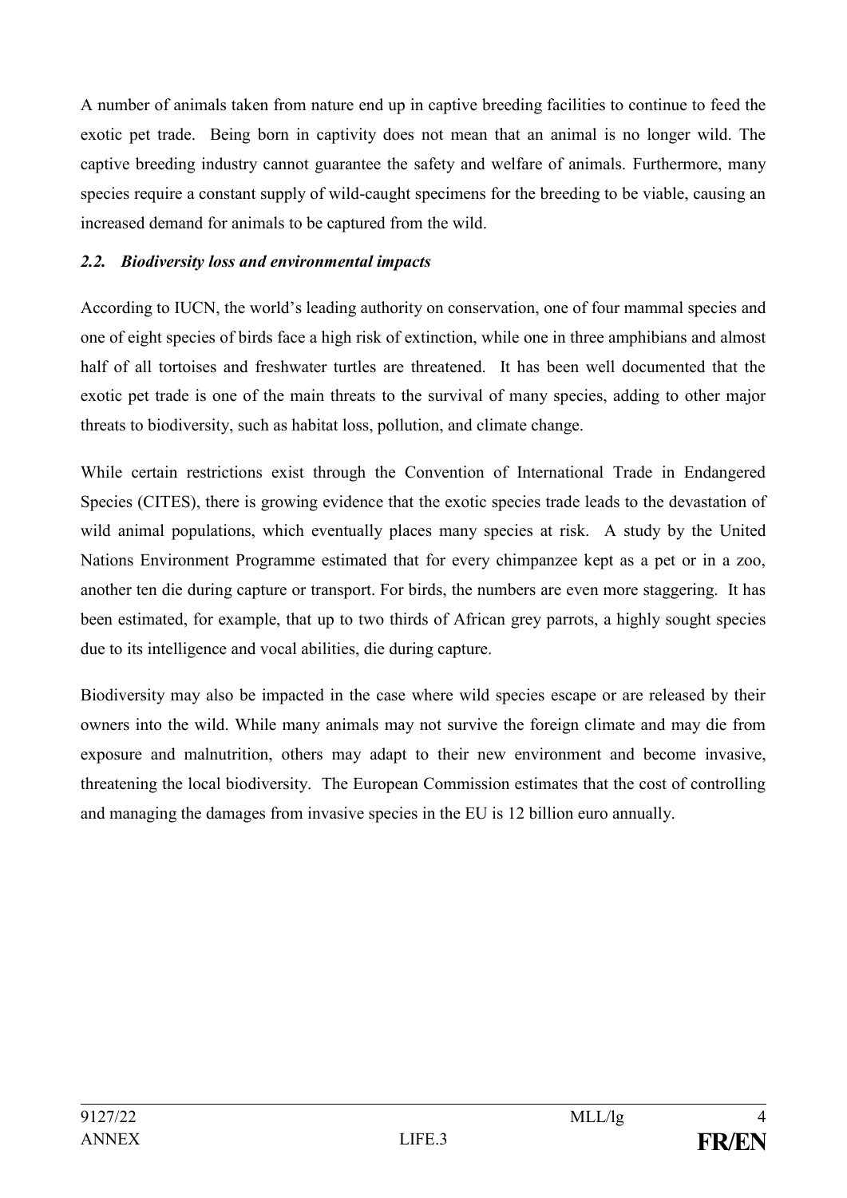A number of animals taken from nature end up in captive breeding facilities to continue to feed the exotic pet trade. Being born in captivity does not mean that an animal is no longer wild. The captive breeding industry cannot guarantee the safety and welfare of animals. Furthermore, many species require a constant supply of wild-caught specimens for the breeding to be viable, causing an increased demand for animals to be captured from the wild.

### *2.2. Biodiversity loss and environmental impacts*

According to IUCN, the world's leading authority on conservation, one of four mammal species and one of eight species of birds face a high risk of extinction, while one in three amphibians and almost half of all tortoises and freshwater turtles are threatened. It has been well documented that the exotic pet trade is one of the main threats to the survival of many species, adding to other major threats to biodiversity, such as habitat loss, pollution, and climate change.

While certain restrictions exist through the Convention of International Trade in Endangered Species (CITES), there is growing evidence that the exotic species trade leads to the devastation of wild animal populations, which eventually places many species at risk. A study by the United Nations Environment Programme estimated that for every chimpanzee kept as a pet or in a zoo, another ten die during capture or transport. For birds, the numbers are even more staggering. It has been estimated, for example, that up to two thirds of African grey parrots, a highly sought species due to its intelligence and vocal abilities, die during capture.

Biodiversity may also be impacted in the case where wild species escape or are released by their owners into the wild. While many animals may not survive the foreign climate and may die from exposure and malnutrition, others may adapt to their new environment and become invasive, threatening the local biodiversity. The European Commission estimates that the cost of controlling and managing the damages from invasive species in the EU is 12 billion euro annually.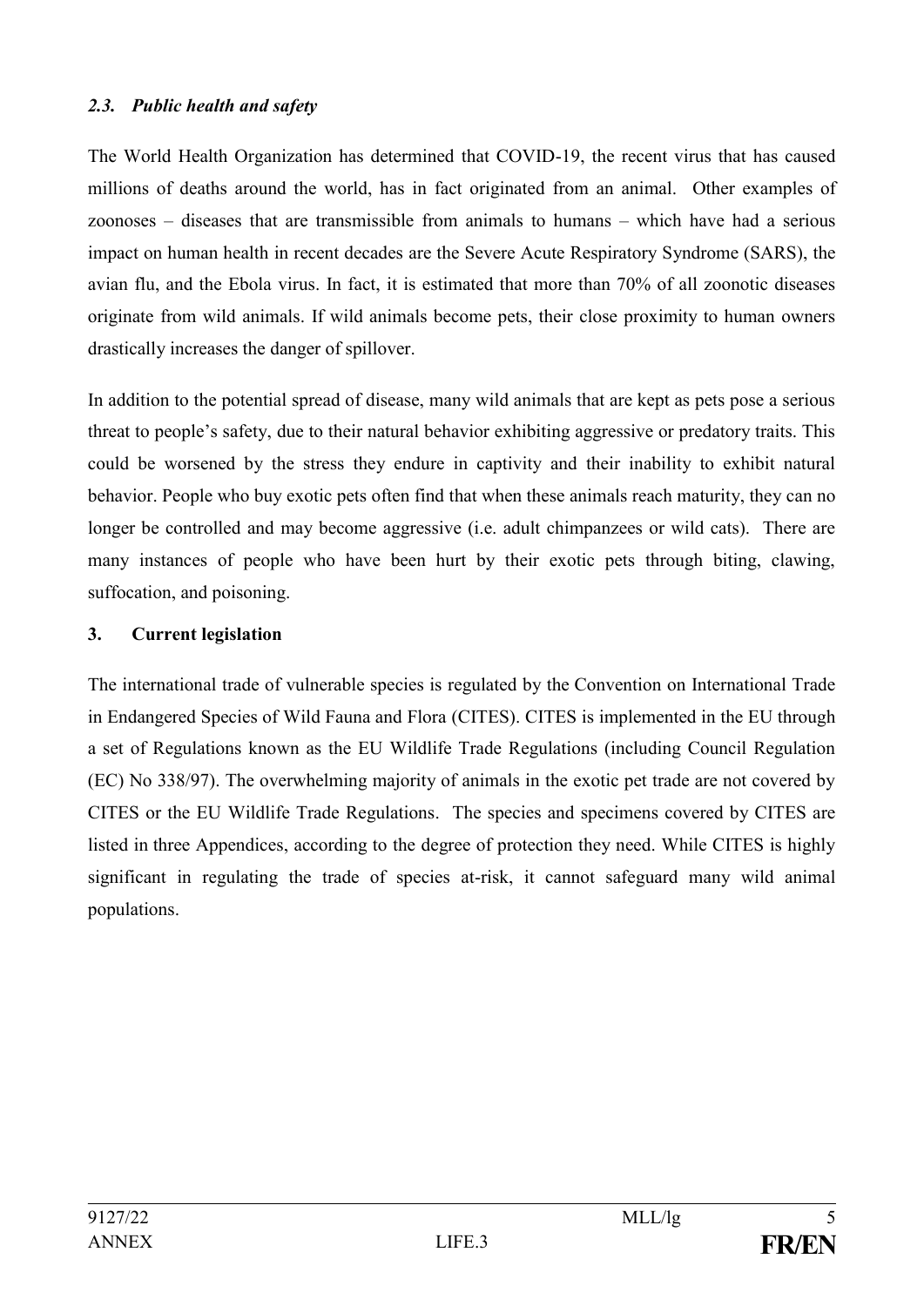### *2.3. Public health and safety*

The World Health Organization has determined that COVID-19, the recent virus that has caused millions of deaths around the world, has in fact originated from an animal. Other examples of zoonoses – diseases that are transmissible from animals to humans – which have had a serious impact on human health in recent decades are the Severe Acute Respiratory Syndrome (SARS), the avian flu, and the Ebola virus. In fact, it is estimated that more than 70% of all zoonotic diseases originate from wild animals. If wild animals become pets, their close proximity to human owners drastically increases the danger of spillover.

In addition to the potential spread of disease, many wild animals that are kept as pets pose a serious threat to people's safety, due to their natural behavior exhibiting aggressive or predatory traits. This could be worsened by the stress they endure in captivity and their inability to exhibit natural behavior. People who buy exotic pets often find that when these animals reach maturity, they can no longer be controlled and may become aggressive (i.e. adult chimpanzees or wild cats). There are many instances of people who have been hurt by their exotic pets through biting, clawing, suffocation, and poisoning.

## 3. Current legislation

The international trade of vulnerable species is regulated by the Convention on International Trade in Endangered Species of Wild Fauna and Flora (CITES). CITES is implemented in the EU through a set of Regulations known as the EU Wildlife Trade Regulations (including Council Regulation (EC) No 338/97). The overwhelming majority of animals in the exotic pet trade are not covered by CITES or the EU Wildlife Trade Regulations. The species and specimens covered by CITES are listed in three Appendices, according to the degree of protection they need. While CITES is highly significant in regulating the trade of species at-risk, it cannot safeguard many wild animal populations.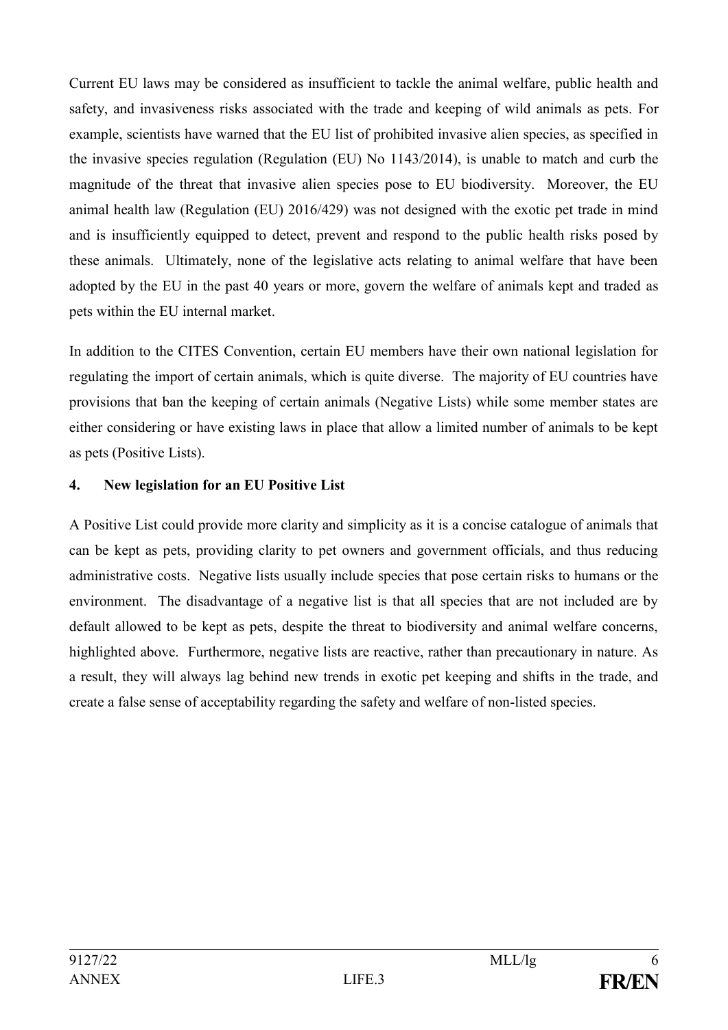Current EU laws may be considered as insufficient to tackle the animal welfare, public health and safety, and invasiveness risks associated with the trade and keeping of wild animals as pets. For example, scientists have warned that the EU list of prohibited invasive alien species, as specified in the invasive species regulation (Regulation (EU) No 1143/2014), is unable to match and curb the magnitude of the threat that invasive alien species pose to EU biodiversity. Moreover, the EU animal health law (Regulation (EU) 2016/429) was not designed with the exotic pet trade in mind and is insufficiently equipped to detect, prevent and respond to the public health risks posed by these animals. Ultimately, none of the legislative acts relating to animal welfare that have been adopted by the EU in the past 40 years or more, govern the welfare of animals kept and traded as pets within the EU internal market.

In addition to the CITES Convention, certain EU members have their own national legislation for regulating the import of certain animals, which is quite diverse. The majority of EU countries have provisions that ban the keeping of certain animals (Negative Lists) while some member states are either considering or have existing laws in place that allow a limited number of animals to be kept as pets (Positive Lists).

**4. New legislation for an EU Positive List**

A Positive List could provide more clarity and simplicity as it is a concise catalogue of animals that can be kept as pets, providing clarity to pet owners and government officials, and thus reducing administrative costs. Negative lists usually include species that pose certain risks to humans or the environment. The disadvantage of a negative list is that all species that are not included are by default allowed to be kept as pets, despite the threat to biodiversity and animal welfare concerns, highlighted above. Furthermore, negative lists are reactive, rather than precautionary in nature. As a result, they will always lag behind new trends in exotic pet keeping and shifts in the trade, and create a false sense of acceptability regarding the safety and welfare of non-listed species.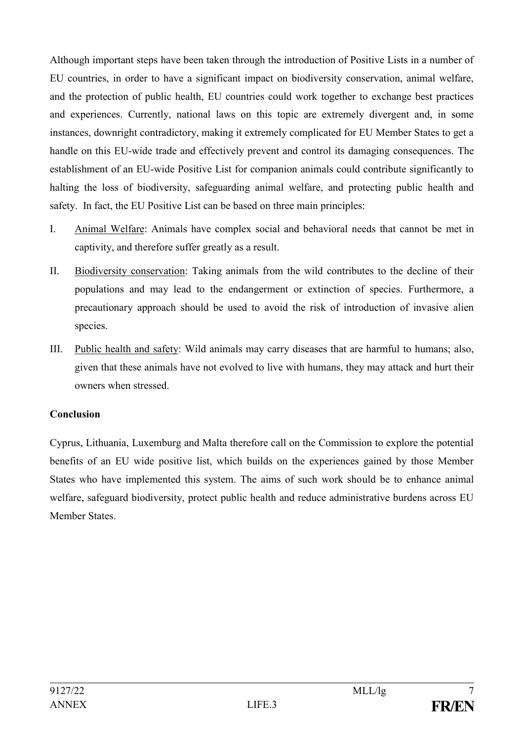Although important steps have been taken through the introduction of Positive Lists in a number of EU countries, in order to have a significant impact on biodiversity conservation, animal welfare, and the protection of public health, EU countries could work together to exchange best practices and experiences. Currently, national laws on this topic are extremely divergent and, in some instances, downright contradictory, making it extremely complicated for EU Member States to get a handle on this EU-wide trade and effectively prevent and control its damaging consequences. The establishment of an EU-wide Positive List for companion animals could contribute significantly to halting the loss of biodiversity, safeguarding animal welfare, and protecting public health and safety. In fact, the EU Positive List can be based on three main principles:

I. Animal Welfare: Animals have complex social and behavioral needs that cannot be met in captivity, and therefore suffer greatly as a result.

II. Biodiversity conservation: Taking animals from the wild contributes to the decline of their populations and may lead to the endangerment or extinction of species. Furthermore, a precautionary approach should be used to avoid the risk of introduction of invasive alien species.

III. Public health and safety: Wild animals may carry diseases that are harmful to humans; also, given that these animals have not evolved to live with humans, they may attack and hurt their owners when stressed.

**Conclusion**

Cyprus, Lithuania, Luxemburg and Malta therefore call on the Commission to explore the potential benefits of an EU wide positive list, which builds on the experiences gained by those Member States who have implemented this system. The aims of such work should be to enhance animal welfare, safeguard biodiversity, protect public health and reduce administrative burdens across EU Member States.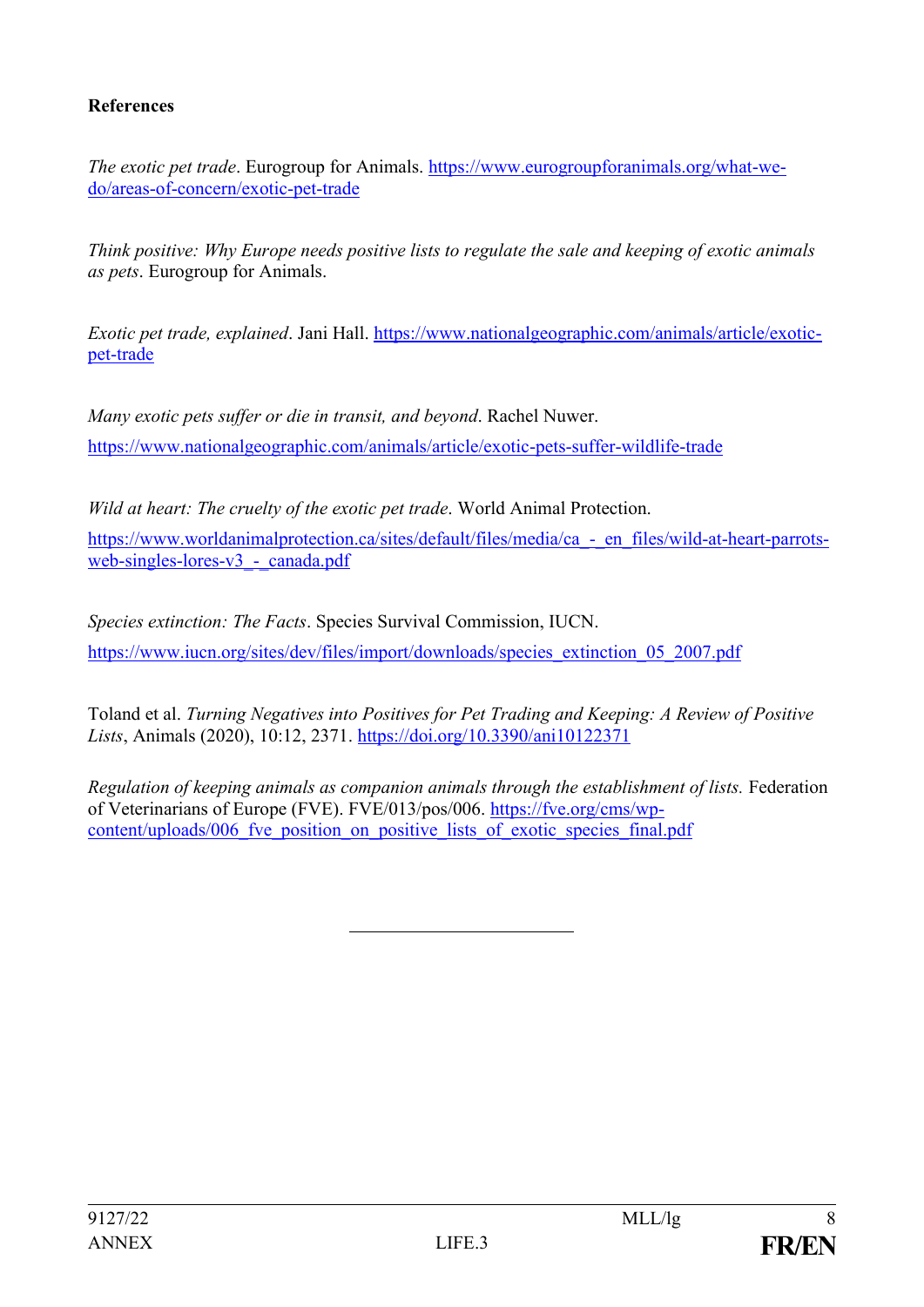**References**

*The exotic pet trade*. Eurogroup for Animals. https://www.eurogroupforanimals.org/what-we-do/areas-of-concern/exotic-pet-trade

*Think positive: Why Europe needs positive lists to regulate the sale and keeping of exotic animals as pets*. Eurogroup for Animals.

*Exotic pet trade, explained*. Jani Hall. https://www.nationalgeographic.com/animals/article/exotic-pet-trade

*Many exotic pets suffer or die in transit, and beyond*. Rachel Nuwer.
https://www.nationalgeographic.com/animals/article/exotic-pets-suffer-wildlife-trade

*Wild at heart: The cruelty of the exotic pet trade*. World Animal Protection.
https://www.worldanimalprotection.ca/sites/default/files/media/ca_-_en_files/wild-at-heart-parrots-web-singles-lores-v3_-_canada.pdf

*Species extinction: The Facts*. Species Survival Commission, IUCN.
https://www.iucn.org/sites/dev/files/import/downloads/species_extinction_05_2007.pdf

Toland et al. *Turning Negatives into Positives for Pet Trading and Keeping: A Review of Positive Lists*, Animals (2020), 10:12, 2371. https://doi.org/10.3390/ani10122371

*Regulation of keeping animals as companion animals through the establishment of lists.* Federation of Veterinarians of Europe (FVE). FVE/013/pos/006. https://fve.org/cms/wp-content/uploads/006_fve_position_on_positive_lists_of_exotic_species_final.pdf